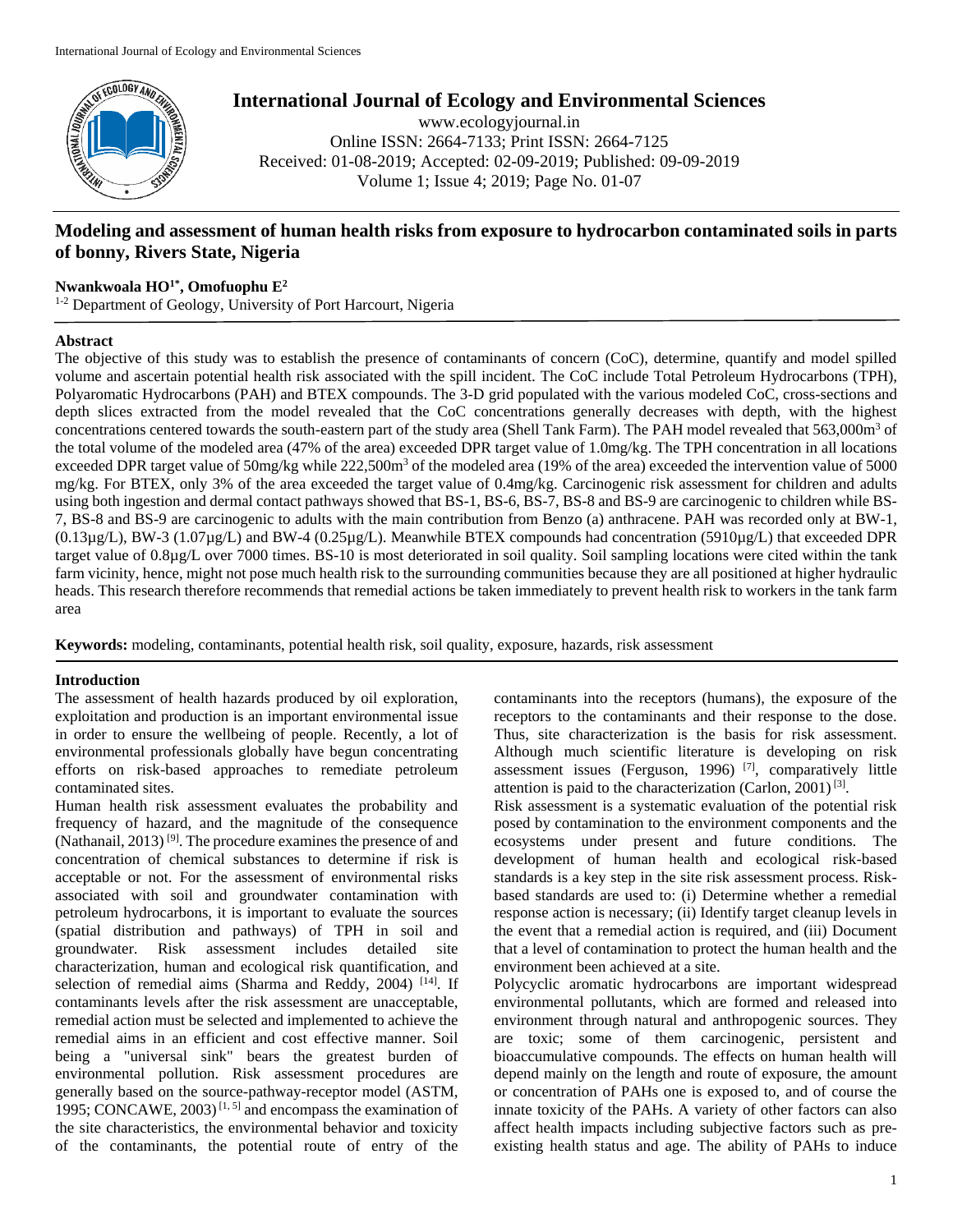# Modeling and assessment of human health risks from exposure to hydrocarbon contaminated soils in parts of bonny, Rivers State, Nigeria

**Nwankwoala HO[1*], Omofuophu E[2]**

[1-2] Department of Geology, University of Port Harcourt, Nigeria

## Abstract

The objective of this study was to establish the presence of contaminants of concern (CoC), determine, quantify and model spilled volume and ascertain potential health risk associated with the spill incident. The CoC include Total Petroleum Hydrocarbons (TPH), Polyaromatic Hydrocarbons (PAH) and BTEX compounds. The 3-D grid populated with the various modeled CoC, cross-sections and depth slices extracted from the model revealed that the CoC concentrations generally decreases with depth, with the highest concentrations centered towards the south-eastern part of the study area (Shell Tank Farm). The PAH model revealed that 563,000m$^3$ of the total volume of the modeled area (47% of the area) exceeded DPR target value of 1.0mg/kg. The TPH concentration in all locations exceeded DPR target value of 50mg/kg while 222,500m$^3$ of the modeled area (19% of the area) exceeded the intervention value of 5000 mg/kg. For BTEX, only 3% of the area exceeded the target value of 0.4mg/kg. Carcinogenic risk assessment for children and adults using both ingestion and dermal contact pathways showed that BS-1, BS-6, BS-7, BS-8 and BS-9 are carcinogenic to children while BS-7, BS-8 and BS-9 are carcinogenic to adults with the main contribution from Benzo (a) anthracene. PAH was recorded only at BW-1, (0.13µg/L), BW-3 (1.07µg/L) and BW-4 (0.25µg/L). Meanwhile BTEX compounds had concentration (5910µg/L) that exceeded DPR target value of 0.8µg/L over 7000 times. BS-10 is most deteriorated in soil quality. Soil sampling locations were cited within the tank farm vicinity, hence, might not pose much health risk to the surrounding communities because they are all positioned at higher hydraulic heads. This research therefore recommends that remedial actions be taken immediately to prevent health risk to workers in the tank farm area

**Keywords:** modeling, contaminants, potential health risk, soil quality, exposure, hazards, risk assessment

## Introduction

The assessment of health hazards produced by oil exploration, exploitation and production is an important environmental issue in order to ensure the wellbeing of people. Recently, a lot of environmental professionals globally have begun concentrating efforts on risk-based approaches to remediate petroleum contaminated sites.

Human health risk assessment evaluates the probability and frequency of hazard, and the magnitude of the consequence (Nathanail, 2013) [9]. The procedure examines the presence of and concentration of chemical substances to determine if risk is acceptable or not. For the assessment of environmental risks associated with soil and groundwater contamination with petroleum hydrocarbons, it is important to evaluate the sources (spatial distribution and pathways) of TPH in soil and groundwater. Risk assessment includes detailed site characterization, human and ecological risk quantification, and selection of remedial aims (Sharma and Reddy, 2004) [14]. If contaminants levels after the risk assessment are unacceptable, remedial action must be selected and implemented to achieve the remedial aims in an efficient and cost effective manner. Soil being a "universal sink" bears the greatest burden of environmental pollution. Risk assessment procedures are generally based on the source-pathway-receptor model (ASTM, 1995; CONCAWE, 2003) [1, 5] and encompass the examination of the site characteristics, the environmental behavior and toxicity of the contaminants, the potential route of entry of the contaminants into the receptors (humans), the exposure of the receptors to the contaminants and their response to the dose. Thus, site characterization is the basis for risk assessment. Although much scientific literature is developing on risk assessment issues (Ferguson, 1996) [7], comparatively little attention is paid to the characterization (Carlon, 2001) [3].

Risk assessment is a systematic evaluation of the potential risk posed by contamination to the environment components and the ecosystems under present and future conditions. The development of human health and ecological risk-based standards is a key step in the site risk assessment process. Risk-based standards are used to: (i) Determine whether a remedial response action is necessary; (ii) Identify target cleanup levels in the event that a remedial action is required, and (iii) Document that a level of contamination to protect the human health and the environment been achieved at a site.

Polycyclic aromatic hydrocarbons are important widespread environmental pollutants, which are formed and released into environment through natural and anthropogenic sources. They are toxic; some of them carcinogenic, persistent and bioaccumulative compounds. The effects on human health will depend mainly on the length and route of exposure, the amount or concentration of PAHs one is exposed to, and of course the innate toxicity of the PAHs. A variety of other factors can also affect health impacts including subjective factors such as pre-existing health status and age. The ability of PAHs to induce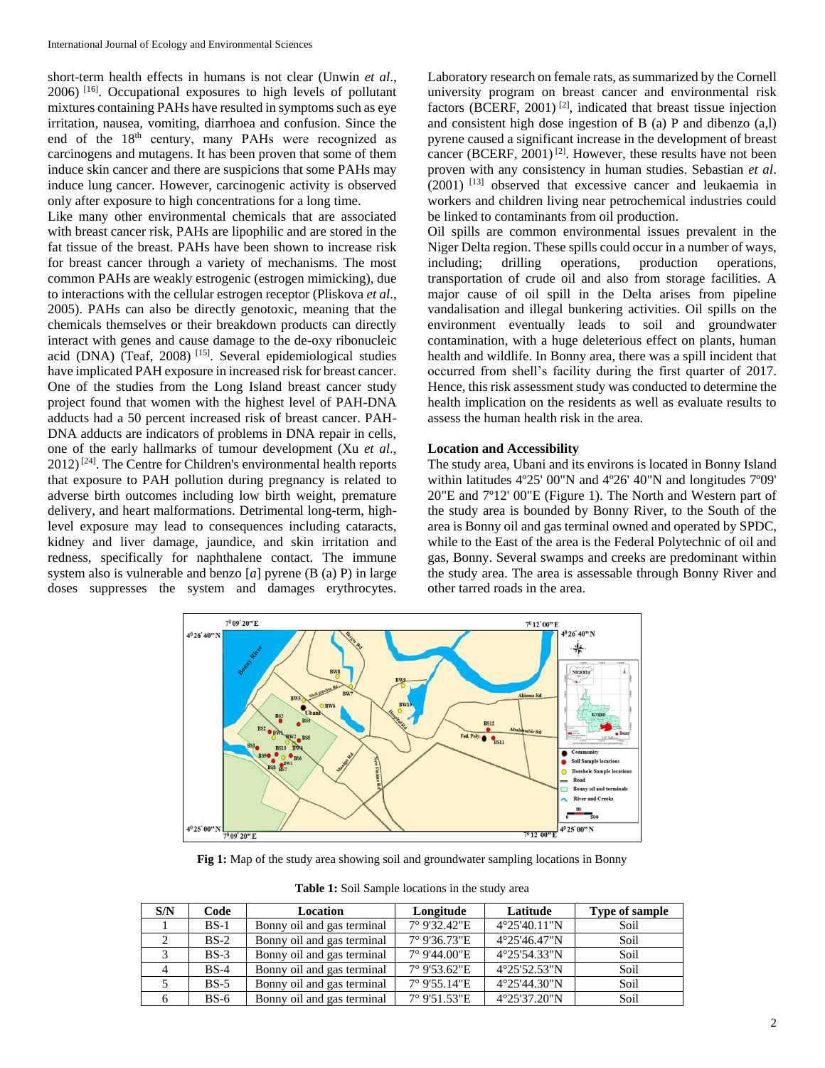short-term health effects in humans is not clear (Unwin *et al*., 2006) [16]. Occupational exposures to high levels of pollutant mixtures containing PAHs have resulted in symptoms such as eye irritation, nausea, vomiting, diarrhoea and confusion. Since the end of the 18th century, many PAHs were recognized as carcinogens and mutagens. It has been proven that some of them induce skin cancer and there are suspicions that some PAHs may induce lung cancer. However, carcinogenic activity is observed only after exposure to high concentrations for a long time.

Like many other environmental chemicals that are associated with breast cancer risk, PAHs are lipophilic and are stored in the fat tissue of the breast. PAHs have been shown to increase risk for breast cancer through a variety of mechanisms. The most common PAHs are weakly estrogenic (estrogen mimicking), due to interactions with the cellular estrogen receptor (Pliskova *et al*., 2005). PAHs can also be directly genotoxic, meaning that the chemicals themselves or their breakdown products can directly interact with genes and cause damage to the de-oxy ribonucleic acid (DNA) (Teaf, 2008) [15]. Several epidemiological studies have implicated PAH exposure in increased risk for breast cancer. One of the studies from the Long Island breast cancer study project found that women with the highest level of PAH-DNA adducts had a 50 percent increased risk of breast cancer. PAH-DNA adducts are indicators of problems in DNA repair in cells, one of the early hallmarks of tumour development (Xu *et al*., 2012) [24]. The Centre for Children's environmental health reports that exposure to PAH pollution during pregnancy is related to adverse birth outcomes including low birth weight, premature delivery, and heart malformations. Detrimental long-term, high-level exposure may lead to consequences including cataracts, kidney and liver damage, jaundice, and skin irritation and redness, specifically for naphthalene contact. The immune system also is vulnerable and benzo [*a*] pyrene (B (a) P) in large doses suppresses the system and damages erythrocytes. Laboratory research on female rats, as summarized by the Cornell university program on breast cancer and environmental risk factors (BCERF, 2001) [2], indicated that breast tissue injection and consistent high dose ingestion of B (a) P and dibenzo (a,l) pyrene caused a significant increase in the development of breast cancer (BCERF, 2001) [2]. However, these results have not been proven with any consistency in human studies. Sebastian *et al*. (2001) [13] observed that excessive cancer and leukaemia in workers and children living near petrochemical industries could be linked to contaminants from oil production.

Oil spills are common environmental issues prevalent in the Niger Delta region. These spills could occur in a number of ways, including; drilling operations, production operations, transportation of crude oil and also from storage facilities. A major cause of oil spill in the Delta arises from pipeline vandalisation and illegal bunkering activities. Oil spills on the environment eventually leads to soil and groundwater contamination, with a huge deleterious effect on plants, human health and wildlife. In Bonny area, there was a spill incident that occurred from shell's facility during the first quarter of 2017. Hence, this risk assessment study was conducted to determine the health implication on the residents as well as evaluate results to assess the human health risk in the area.

**Location and Accessibility**

The study area, Ubani and its environs is located in Bonny Island within latitudes 4º25' 00"N and 4º26' 40"N and longitudes 7º09' 20"E and 7º12' 00"E (Figure 1). The North and Western part of the study area is bounded by Bonny River, to the South of the area is Bonny oil and gas terminal owned and operated by SPDC, while to the East of the area is the Federal Polytechnic of oil and gas, Bonny. Several swamps and creeks are predominant within the study area. The area is assessable through Bonny River and other tarred roads in the area.

**Fig 1:** Map of the study area showing soil and groundwater sampling locations in Bonny

**Table 1:** Soil Sample locations in the study area

| S/N | Code | Location | Longitude | Latitude | Type of sample |
|---|---|---|---|---|---|
| 1 | BS-1 | Bonny oil and gas terminal | 7° 9'32.42"E | 4°25'40.11"N | Soil |
| 2 | BS-2 | Bonny oil and gas terminal | 7° 9'36.73"E | 4°25'46.47"N | Soil |
| 3 | BS-3 | Bonny oil and gas terminal | 7° 9'44.00"E | 4°25'54.33"N | Soil |
| 4 | BS-4 | Bonny oil and gas terminal | 7° 9'53.62"E | 4°25'52.53"N | Soil |
| 5 | BS-5 | Bonny oil and gas terminal | 7° 9'55.14"E | 4°25'44.30"N | Soil |
| 6 | BS-6 | Bonny oil and gas terminal | 7° 9'51.53"E | 4°25'37.20"N | Soil |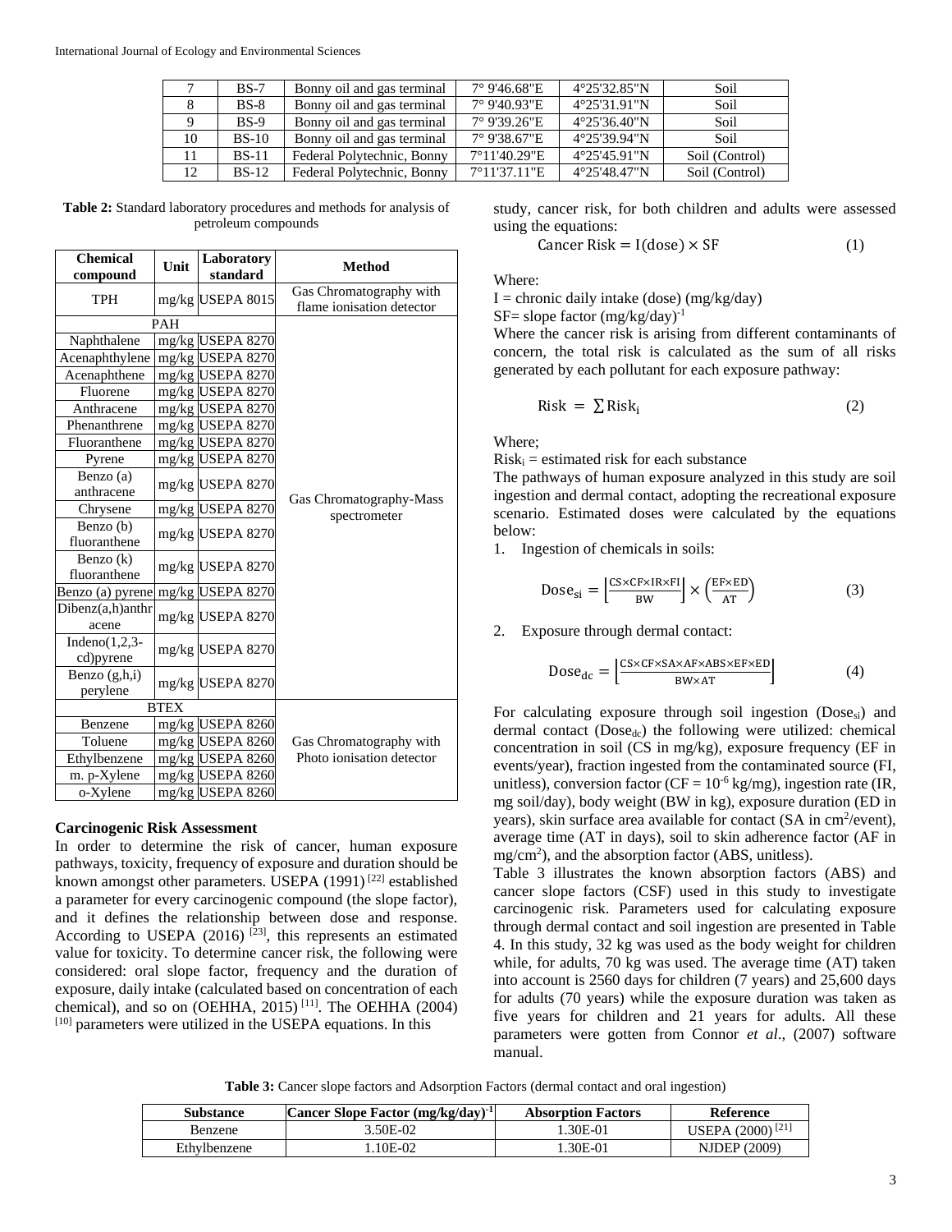| 7 | BS-7 | Bonny oil and gas terminal | 7° 9'46.68"E | 4°25'32.85"N | Soil |
|---|---|---|---|---|---|
| 8 | BS-8 | Bonny oil and gas terminal | 7° 9'40.93"E | 4°25'31.91"N | Soil |
| 9 | BS-9 | Bonny oil and gas terminal | 7° 9'39.26"E | 4°25'36.40"N | Soil |
| 10 | BS-10 | Bonny oil and gas terminal | 7° 9'38.67"E | 4°25'39.94"N | Soil |
| 11 | BS-11 | Federal Polytechnic, Bonny | 7°11'40.29"E | 4°25'45.91"N | Soil (Control) |
| 12 | BS-12 | Federal Polytechnic, Bonny | 7°11'37.11"E | 4°25'48.47"N | Soil (Control) |

**Table 2:** Standard laboratory procedures and methods for analysis of petroleum compounds

| Chemical compound | Unit | Laboratory standard | Method |
|---|---|---|---|
| TPH | mg/kg | USEPA 8015 | Gas Chromatography with flame ionisation detector |
| PAH | | | Gas Chromatography-Mass spectrometer |
| Naphthalene | mg/kg | USEPA 8270 | |
| Acenaphthylene | mg/kg | USEPA 8270 | |
| Acenaphthene | mg/kg | USEPA 8270 | |
| Fluorene | mg/kg | USEPA 8270 | |
| Anthracene | mg/kg | USEPA 8270 | |
| Phenanthrene | mg/kg | USEPA 8270 | |
| Fluoranthene | mg/kg | USEPA 8270 | |
| Pyrene | mg/kg | USEPA 8270 | |
| Benzo (a) anthracene | mg/kg | USEPA 8270 | |
| Chrysene | mg/kg | USEPA 8270 | |
| Benzo (b) fluoranthene | mg/kg | USEPA 8270 | |
| Benzo (k) fluoranthene | mg/kg | USEPA 8270 | |
| Benzo (a) pyrene | mg/kg | USEPA 8270 | |
| Dibenz(a,h)anthracene | mg/kg | USEPA 8270 | |
| Indeno(1,2,3-cd)pyrene | mg/kg | USEPA 8270 | |
| Benzo (g,h,i) perylene | mg/kg | USEPA 8270 | |
| BTEX | | | Gas Chromatography with Photo ionisation detector |
| Benzene | mg/kg | USEPA 8260 | |
| Toluene | mg/kg | USEPA 8260 | |
| Ethylbenzene | mg/kg | USEPA 8260 | |
| m. p-Xylene | mg/kg | USEPA 8260 | |
| o-Xylene | mg/kg | USEPA 8260 | |

### Carcinogenic Risk Assessment

In order to determine the risk of cancer, human exposure pathways, toxicity, frequency of exposure and duration should be known amongst other parameters. USEPA (1991) [22] established a parameter for every carcinogenic compound (the slope factor), and it defines the relationship between dose and response. According to USEPA (2016) [23], this represents an estimated value for toxicity. To determine cancer risk, the following were considered: oral slope factor, frequency and the duration of exposure, daily intake (calculated based on concentration of each chemical), and so on (OEHHA, 2015) [11]. The OEHHA (2004) [10] parameters were utilized in the USEPA equations. In this study, cancer risk, for both children and adults were assessed using the equations:

$$\text{Cancer Risk} = \text{I(dose)} \times \text{SF} \tag{1}$$

Where:

I = chronic daily intake (dose) (mg/kg/day)

SF= slope factor $(mg/kg/day)^{-1}$

Where the cancer risk is arising from different contaminants of concern, the total risk is calculated as the sum of all risks generated by each pollutant for each exposure pathway:

$$\text{Risk} = \sum \text{Risk}_i \tag{2}$$

Where;

$\text{Risk}_i$ = estimated risk for each substance

The pathways of human exposure analyzed in this study are soil ingestion and dermal contact, adopting the recreational exposure scenario. Estimated doses were calculated by the equations below:

1. Ingestion of chemicals in soils:

$$\text{Dose}_{si} = \left[\frac{CS \times CF \times IR \times FI}{BW}\right] \times \left(\frac{EF \times ED}{AT}\right) \tag{3}$$

2. Exposure through dermal contact:

$$\text{Dose}_{dc} = \left[\frac{CS \times CF \times SA \times AF \times ABS \times EF \times ED}{BW \times AT}\right] \tag{4}$$

For calculating exposure through soil ingestion ($\text{Dose}_{si}$) and dermal contact ($\text{Dose}_{dc}$) the following were utilized: chemical concentration in soil (CS in mg/kg), exposure frequency (EF in events/year), fraction ingested from the contaminated source (FI, unitless), conversion factor ($CF = 10^{-6}$ kg/mg), ingestion rate (IR, mg soil/day), body weight (BW in kg), exposure duration (ED in years), skin surface area available for contact (SA in $cm^2$/event), average time (AT in days), soil to skin adherence factor (AF in $mg/cm^2$), and the absorption factor (ABS, unitless).

Table 3 illustrates the known absorption factors (ABS) and cancer slope factors (CSF) used in this study to investigate carcinogenic risk. Parameters used for calculating exposure through dermal contact and soil ingestion are presented in Table 4. In this study, 32 kg was used as the body weight for children while, for adults, 70 kg was used. The average time (AT) taken into account is 2560 days for children (7 years) and 25,600 days for adults (70 years) while the exposure duration was taken as five years for children and 21 years for adults. All these parameters were gotten from Connor *et al.*, (2007) software manual.

**Table 3:** Cancer slope factors and Adsorption Factors (dermal contact and oral ingestion)

| Substance | Cancer Slope Factor $(mg/kg/day)^{-1}$ | Absorption Factors | Reference |
|---|---|---|---|
| Benzene | 3.50E-02 | 1.30E-01 | USEPA (2000) [21] |
| Ethylbenzene | 1.10E-02 | 1.30E-01 | NJDEP (2009) |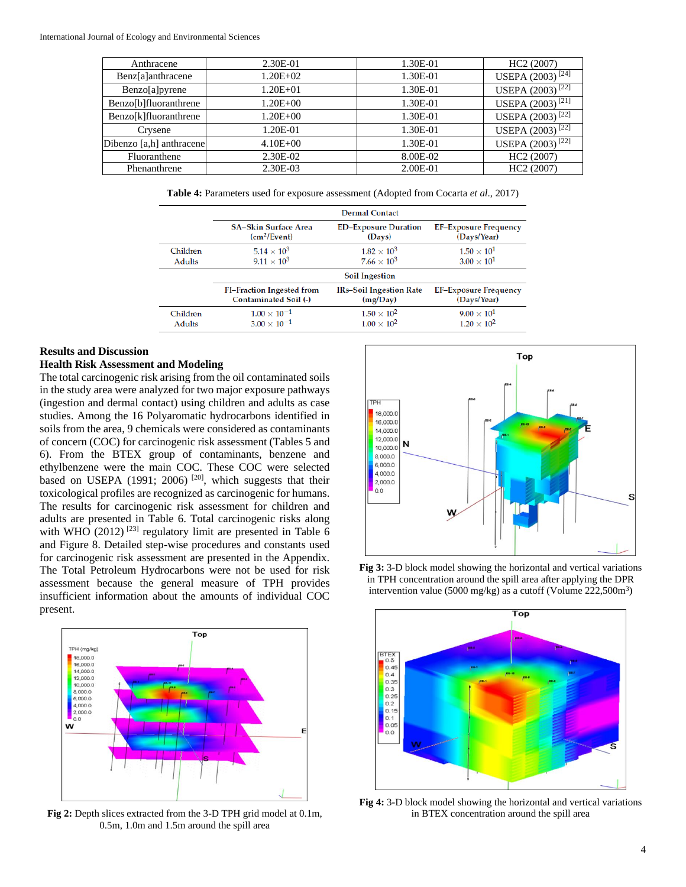| Anthracene | 2.30E-01 | 1.30E-01 | HC2 (2007) |
|---|---|---|---|
| Benz[a]anthracene | 1.20E+02 | 1.30E-01 | USEPA (2003) [24] |
| Benzo[a]pyrene | 1.20E+01 | 1.30E-01 | USEPA (2003) [22] |
| Benzo[b]fluoranthrene | 1.20E+00 | 1.30E-01 | USEPA (2003) [21] |
| Benzo[k]fluoranthrene | 1.20E+00 | 1.30E-01 | USEPA (2003) [22] |
| Crysene | 1.20E-01 | 1.30E-01 | USEPA (2003) [22] |
| Dibenzo [a,h] anthracene | 4.10E+00 | 1.30E-01 | USEPA (2003) [22] |
| Fluoranthene | 2.30E-02 | 8.00E-02 | HC2 (2007) |
| Phenanthrene | 2.30E-03 | 2.00E-01 | HC2 (2007) |

**Table 4:** Parameters used for exposure assessment (Adopted from Cocarta *et al.*, 2017)

| | Dermal Contact | | |
|---|---|---|---|
| | SA–Skin Surface Area ($cm^2$/Event) | ED–Exposure Duration (Days) | EF–Exposure Frequency (Days/Year) |
| Children | $5.14 \times 10^3$ | $1.82 \times 10^3$ | $1.50 \times 10^1$ |
| Adults | $9.11 \times 10^3$ | $7.66 \times 10^3$ | $3.00 \times 10^1$ |
| | Soil Ingestion | | |
| | FI–Fraction Ingested from Contaminated Soil (-) | IRs–Soil Ingestion Rate (mg/Day) | EF–Exposure Frequency (Days/Year) |
| Children | $1.00 \times 10^{-1}$ | $1.50 \times 10^2$ | $9.00 \times 10^1$ |
| Adults | $3.00 \times 10^{-1}$ | $1.00 \times 10^2$ | $1.20 \times 10^2$ |

## Results and Discussion

### Health Risk Assessment and Modeling

The total carcinogenic risk arising from the oil contaminated soils in the study area were analyzed for two major exposure pathways (ingestion and dermal contact) using children and adults as case studies. Among the 16 Polyaromatic hydrocarbons identified in soils from the area, 9 chemicals were considered as contaminants of concern (COC) for carcinogenic risk assessment (Tables 5 and 6). From the BTEX group of contaminants, benzene and ethylbenzene were the main COC. These COC were selected based on USEPA (1991; 2006) [20], which suggests that their toxicological profiles are recognized as carcinogenic for humans. The results for carcinogenic risk assessment for children and adults are presented in Table 6. Total carcinogenic risks along with WHO (2012) [23] regulatory limit are presented in Table 6 and Figure 8. Detailed step-wise procedures and constants used for carcinogenic risk assessment are presented in the Appendix. The Total Petroleum Hydrocarbons were not be used for risk assessment because the general measure of TPH provides insufficient information about the amounts of individual COC present.

**Fig 2:** Depth slices extracted from the 3-D TPH grid model at 0.1m, 0.5m, 1.0m and 1.5m around the spill area

**Fig 3:** 3-D block model showing the horizontal and vertical variations in TPH concentration around the spill area after applying the DPR intervention value (5000 mg/kg) as a cutoff (Volume 222,500$m^3$)

**Fig 4:** 3-D block model showing the horizontal and vertical variations in BTEX concentration around the spill area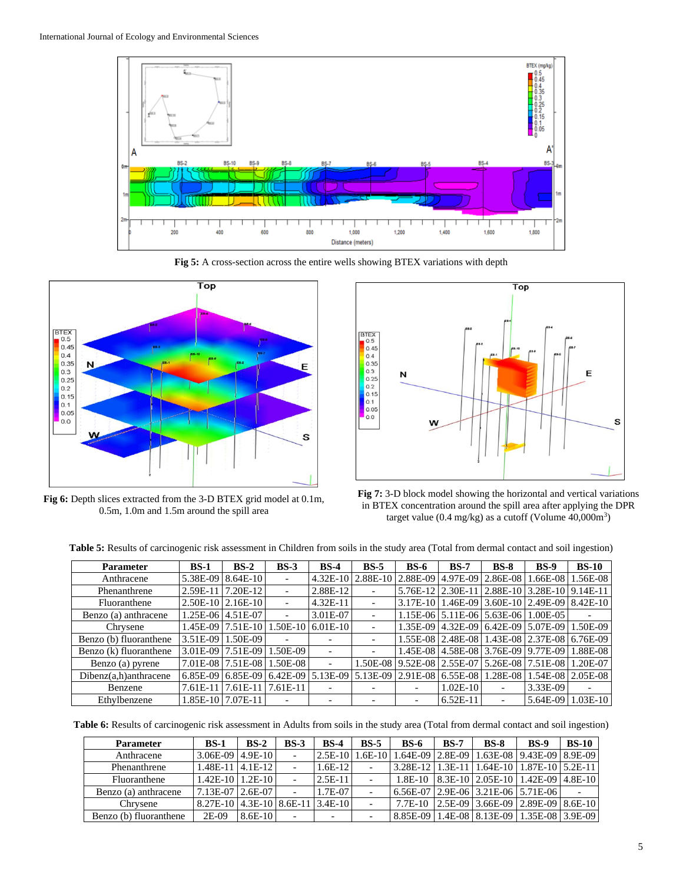**Fig 5:** A cross-section across the entire wells showing BTEX variations with depth

**Fig 6:** Depth slices extracted from the 3-D BTEX grid model at 0.1m, 0.5m, 1.0m and 1.5m around the spill area

**Fig 7:** 3-D block model showing the horizontal and vertical variations in BTEX concentration around the spill area after applying the DPR target value (0.4 mg/kg) as a cutoff (Volume 40,000m$^3$)

**Table 5:** Results of carcinogenic risk assessment in Children from soils in the study area (Total from dermal contact and soil ingestion)

| Parameter | BS-1 | BS-2 | BS-3 | BS-4 | BS-5 | BS-6 | BS-7 | BS-8 | BS-9 | BS-10 |
|---|---|---|---|---|---|---|---|---|---|---|
| Anthracene | 5.38E-09 | 8.64E-10 | - | 4.32E-10 | 2.88E-10 | 2.88E-09 | 4.97E-09 | 2.86E-08 | 1.66E-08 | 1.56E-08 |
| Phenanthrene | 2.59E-11 | 7.20E-12 | - | 2.88E-12 | - | 5.76E-12 | 2.30E-11 | 2.88E-10 | 3.28E-10 | 9.14E-11 |
| Fluoranthene | 2.50E-10 | 2.16E-10 | - | 4.32E-11 | - | 3.17E-10 | 1.46E-09 | 3.60E-10 | 2.49E-09 | 8.42E-10 |
| Benzo (a) anthracene | 1.25E-06 | 4.51E-07 | - | 3.01E-07 | - | 1.15E-06 | 5.11E-06 | 5.63E-06 | 1.00E-05 | - |
| Chrysene | 1.45E-09 | 7.51E-10 | 1.50E-10 | 6.01E-10 | - | 1.35E-09 | 4.32E-09 | 6.42E-09 | 5.07E-09 | 1.50E-09 |
| Benzo (b) fluoranthene | 3.51E-09 | 1.50E-09 | - | - | - | 1.55E-08 | 2.48E-08 | 1.43E-08 | 2.37E-08 | 6.76E-09 |
| Benzo (k) fluoranthene | 3.01E-09 | 7.51E-09 | 1.50E-09 | - | - | 1.45E-08 | 4.58E-08 | 3.76E-09 | 9.77E-09 | 1.88E-08 |
| Benzo (a) pyrene | 7.01E-08 | 7.51E-08 | 1.50E-08 | - | 1.50E-08 | 9.52E-08 | 2.55E-07 | 5.26E-08 | 7.51E-08 | 1.20E-07 |
| Dibenz(a,h)anthracene | 6.85E-09 | 6.85E-09 | 6.42E-09 | 5.13E-09 | 5.13E-09 | 2.91E-08 | 6.55E-08 | 1.28E-08 | 1.54E-08 | 2.05E-08 |
| Benzene | 7.61E-11 | 7.61E-11 | 7.61E-11 | - | - | - | 1.02E-10 | - | 3.33E-09 | - |
| Ethylbenzene | 1.85E-10 | 7.07E-11 | - | - | - | - | 6.52E-11 | - | 5.64E-09 | 1.03E-10 |

**Table 6:** Results of carcinogenic risk assessment in Adults from soils in the study area (Total from dermal contact and soil ingestion)

| Parameter | BS-1 | BS-2 | BS-3 | BS-4 | BS-5 | BS-6 | BS-7 | BS-8 | BS-9 | BS-10 |
|---|---|---|---|---|---|---|---|---|---|---|
| Anthracene | 3.06E-09 | 4.9E-10 | - | 2.5E-10 | 1.6E-10 | 1.64E-09 | 2.8E-09 | 1.63E-08 | 9.43E-09 | 8.9E-09 |
| Phenanthrene | 1.48E-11 | 4.1E-12 | - | 1.6E-12 | - | 3.28E-12 | 1.3E-11 | 1.64E-10 | 1.87E-10 | 5.2E-11 |
| Fluoranthene | 1.42E-10 | 1.2E-10 | - | 2.5E-11 | - | 1.8E-10 | 8.3E-10 | 2.05E-10 | 1.42E-09 | 4.8E-10 |
| Benzo (a) anthracene | 7.13E-07 | 2.6E-07 | - | 1.7E-07 | - | 6.56E-07 | 2.9E-06 | 3.21E-06 | 5.71E-06 | - |
| Chrysene | 8.27E-10 | 4.3E-10 | 8.6E-11 | 3.4E-10 | - | 7.7E-10 | 2.5E-09 | 3.66E-09 | 2.89E-09 | 8.6E-10 |
| Benzo (b) fluoranthene | 2E-09 | 8.6E-10 | - | - | - | 8.85E-09 | 1.4E-08 | 8.13E-09 | 1.35E-08 | 3.9E-09 |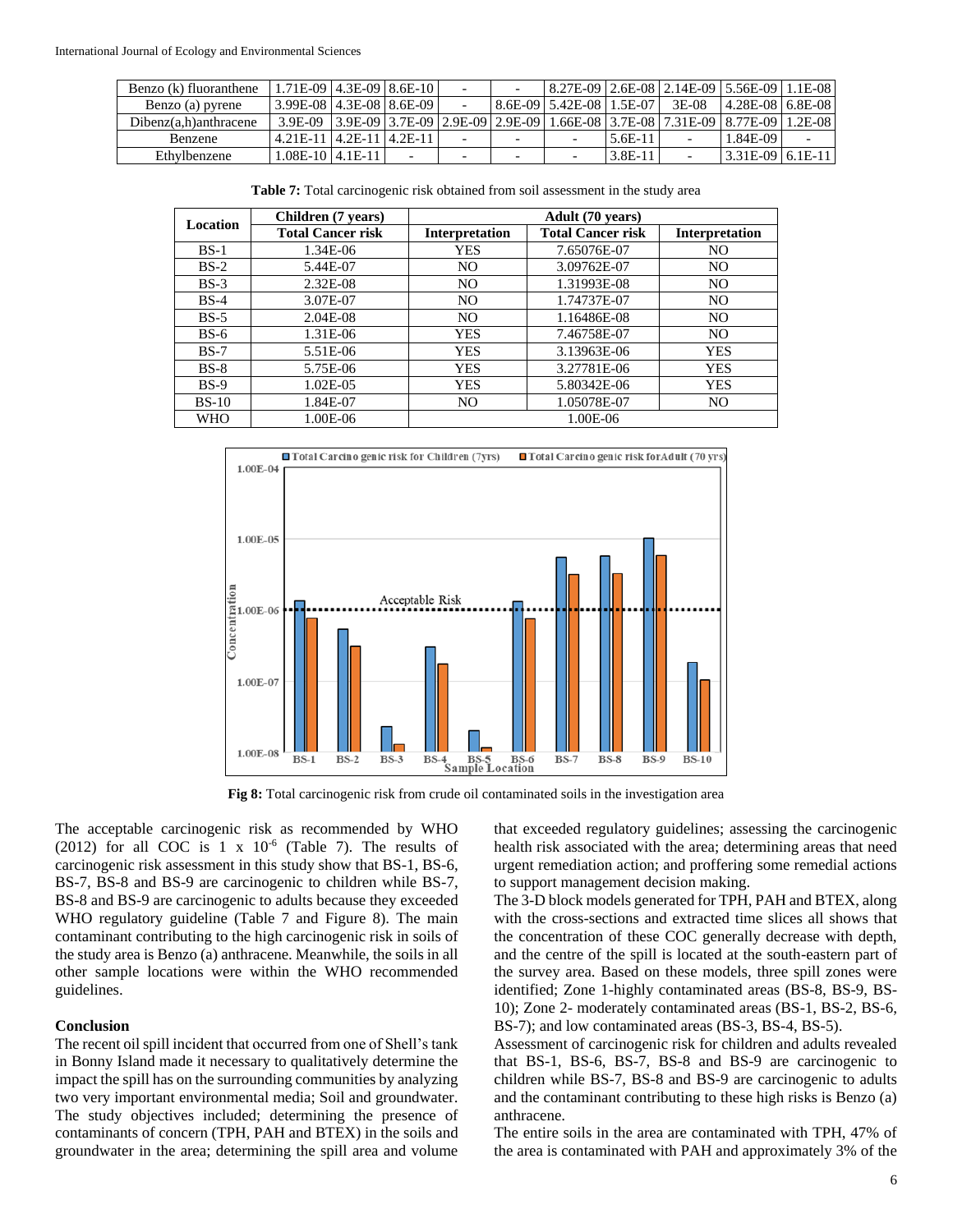| | | | | | | | | | | |
|---|---|---|---|---|---|---|---|---|---|---|
| Benzo (k) fluoranthene | 1.71E-09 | 4.3E-09 | 8.6E-10 | - | - | 8.27E-09 | 2.6E-08 | 2.14E-09 | 5.56E-09 | 1.1E-08 |
| Benzo (a) pyrene | 3.99E-08 | 4.3E-08 | 8.6E-09 | - | 8.6E-09 | 5.42E-08 | 1.5E-07 | 3E-08 | 4.28E-08 | 6.8E-08 |
| Dibenz(a,h)anthracene | 3.9E-09 | 3.9E-09 | 3.7E-09 | 2.9E-09 | 2.9E-09 | 1.66E-08 | 3.7E-08 | 7.31E-09 | 8.77E-09 | 1.2E-08 |
| Benzene | 4.21E-11 | 4.2E-11 | 4.2E-11 | - | - | - | 5.6E-11 | - | 1.84E-09 | - |
| Ethylbenzene | 1.08E-10 | 4.1E-11 | - | - | - | - | 3.8E-11 | - | 3.31E-09 | 6.1E-11 |

**Table 7:** Total carcinogenic risk obtained from soil assessment in the study area

| Location | Children (7 years) | | Adult (70 years) | |
|---|---|---|---|---|
| | Total Cancer risk | Interpretation | Total Cancer risk | Interpretation |
| BS-1 | 1.34E-06 | YES | 7.65076E-07 | NO |
| BS-2 | 5.44E-07 | NO | 3.09762E-07 | NO |
| BS-3 | 2.32E-08 | NO | 1.31993E-08 | NO |
| BS-4 | 3.07E-07 | NO | 1.74737E-07 | NO |
| BS-5 | 2.04E-08 | NO | 1.16486E-08 | NO |
| BS-6 | 1.31E-06 | YES | 7.46758E-07 | NO |
| BS-7 | 5.51E-06 | YES | 3.13963E-06 | YES |
| BS-8 | 5.75E-06 | YES | 3.27781E-06 | YES |
| BS-9 | 1.02E-05 | YES | 5.80342E-06 | YES |
| BS-10 | 1.84E-07 | NO | 1.05078E-07 | NO |
| WHO | 1.00E-06 | | 1.00E-06 | |

**Fig 8:** Total carcinogenic risk from crude oil contaminated soils in the investigation area

The acceptable carcinogenic risk as recommended by WHO (2012) for all COC is 1 x $10^{-6}$ (Table 7). The results of carcinogenic risk assessment in this study show that BS-1, BS-6, BS-7, BS-8 and BS-9 are carcinogenic to children while BS-7, BS-8 and BS-9 are carcinogenic to adults because they exceeded WHO regulatory guideline (Table 7 and Figure 8). The main contaminant contributing to the high carcinogenic risk in soils of the study area is Benzo (a) anthracene. Meanwhile, the soils in all other sample locations were within the WHO recommended guidelines.

## Conclusion

The recent oil spill incident that occurred from one of Shell's tank in Bonny Island made it necessary to qualitatively determine the impact the spill has on the surrounding communities by analyzing two very important environmental media; Soil and groundwater. The study objectives included; determining the presence of contaminants of concern (TPH, PAH and BTEX) in the soils and groundwater in the area; determining the spill area and volume that exceeded regulatory guidelines; assessing the carcinogenic health risk associated with the area; determining areas that need urgent remediation action; and proffering some remedial actions to support management decision making.

The 3-D block models generated for TPH, PAH and BTEX, along with the cross-sections and extracted time slices all shows that the concentration of these COC generally decrease with depth, and the centre of the spill is located at the south-eastern part of the survey area. Based on these models, three spill zones were identified; Zone 1-highly contaminated areas (BS-8, BS-9, BS-10); Zone 2- moderately contaminated areas (BS-1, BS-2, BS-6, BS-7); and low contaminated areas (BS-3, BS-4, BS-5).

Assessment of carcinogenic risk for children and adults revealed that BS-1, BS-6, BS-7, BS-8 and BS-9 are carcinogenic to children while BS-7, BS-8 and BS-9 are carcinogenic to adults and the contaminant contributing to these high risks is Benzo (a) anthracene.

The entire soils in the area are contaminated with TPH, 47% of the area is contaminated with PAH and approximately 3% of the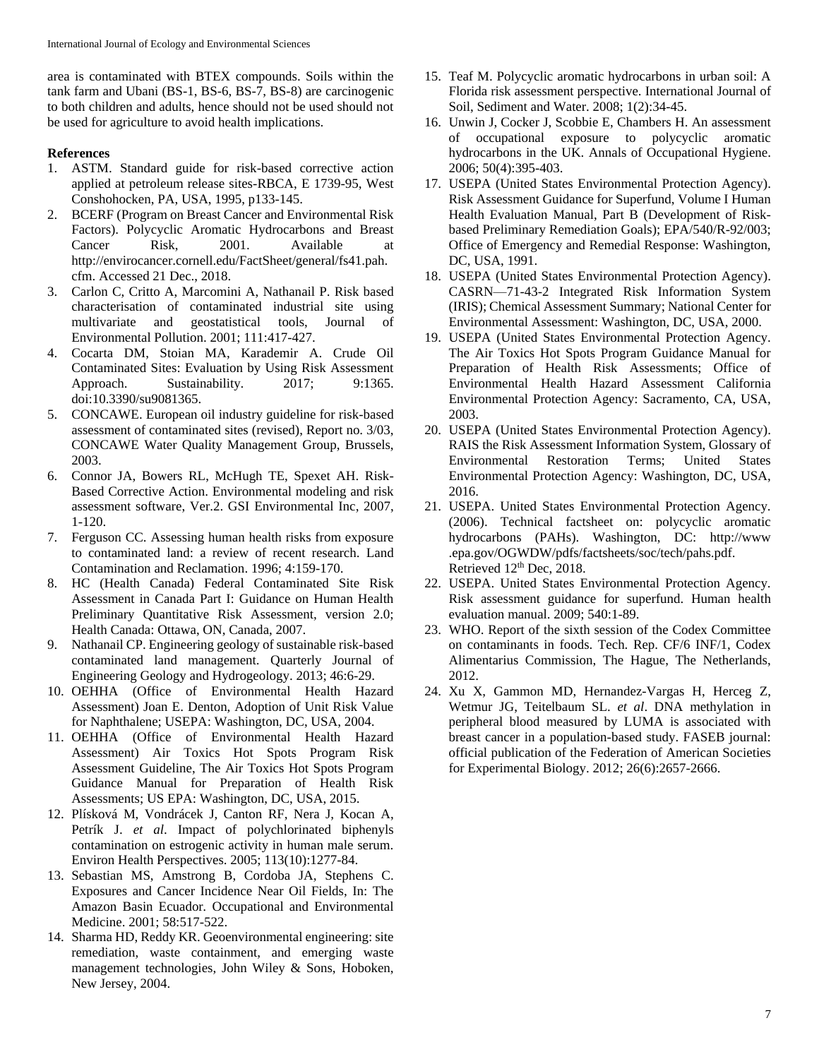area is contaminated with BTEX compounds. Soils within the tank farm and Ubani (BS-1, BS-6, BS-7, BS-8) are carcinogenic to both children and adults, hence should not be used should not be used for agriculture to avoid health implications.

## References

1. ASTM. Standard guide for risk-based corrective action applied at petroleum release sites-RBCA, E 1739-95, West Conshohocken, PA, USA, 1995, p133-145.
2. BCERF (Program on Breast Cancer and Environmental Risk Factors). Polycyclic Aromatic Hydrocarbons and Breast Cancer Risk, 2001. Available at http://envirocancer.cornell.edu/FactSheet/general/fs41.pah.cfm. Accessed 21 Dec., 2018.
3. Carlon C, Critto A, Marcomini A, Nathanail P. Risk based characterisation of contaminated industrial site using multivariate and geostatistical tools, Journal of Environmental Pollution. 2001; 111:417-427.
4. Cocarta DM, Stoian MA, Karademir A. Crude Oil Contaminated Sites: Evaluation by Using Risk Assessment Approach. Sustainability. 2017; 9:1365. doi:10.3390/su9081365.
5. CONCAWE. European oil industry guideline for risk-based assessment of contaminated sites (revised), Report no. 3/03, CONCAWE Water Quality Management Group, Brussels, 2003.
6. Connor JA, Bowers RL, McHugh TE, Spexet AH. Risk-Based Corrective Action. Environmental modeling and risk assessment software, Ver.2. GSI Environmental Inc, 2007, 1-120.
7. Ferguson CC. Assessing human health risks from exposure to contaminated land: a review of recent research. Land Contamination and Reclamation. 1996; 4:159-170.
8. HC (Health Canada) Federal Contaminated Site Risk Assessment in Canada Part I: Guidance on Human Health Preliminary Quantitative Risk Assessment, version 2.0; Health Canada: Ottawa, ON, Canada, 2007.
9. Nathanail CP. Engineering geology of sustainable risk-based contaminated land management. Quarterly Journal of Engineering Geology and Hydrogeology. 2013; 46:6-29.
10. OEHHA (Office of Environmental Health Hazard Assessment) Joan E. Denton, Adoption of Unit Risk Value for Naphthalene; USEPA: Washington, DC, USA, 2004.
11. OEHHA (Office of Environmental Health Hazard Assessment) Air Toxics Hot Spots Program Risk Assessment Guideline, The Air Toxics Hot Spots Program Guidance Manual for Preparation of Health Risk Assessments; US EPA: Washington, DC, USA, 2015.
12. Plísková M, Vondrácek J, Canton RF, Nera J, Kocan A, Petrík J. *et al*. Impact of polychlorinated biphenyls contamination on estrogenic activity in human male serum. Environ Health Perspectives. 2005; 113(10):1277-84.
13. Sebastian MS, Amstrong B, Cordoba JA, Stephens C. Exposures and Cancer Incidence Near Oil Fields, In: The Amazon Basin Ecuador. Occupational and Environmental Medicine. 2001; 58:517-522.
14. Sharma HD, Reddy KR. Geoenvironmental engineering: site remediation, waste containment, and emerging waste management technologies, John Wiley & Sons, Hoboken, New Jersey, 2004.
15. Teaf M. Polycyclic aromatic hydrocarbons in urban soil: A Florida risk assessment perspective. International Journal of Soil, Sediment and Water. 2008; 1(2):34-45.
16. Unwin J, Cocker J, Scobbie E, Chambers H. An assessment of occupational exposure to polycyclic aromatic hydrocarbons in the UK. Annals of Occupational Hygiene. 2006; 50(4):395-403.
17. USEPA (United States Environmental Protection Agency). Risk Assessment Guidance for Superfund, Volume I Human Health Evaluation Manual, Part B (Development of Risk-based Preliminary Remediation Goals); EPA/540/R-92/003; Office of Emergency and Remedial Response: Washington, DC, USA, 1991.
18. USEPA (United States Environmental Protection Agency). CASRN—71-43-2 Integrated Risk Information System (IRIS); Chemical Assessment Summary; National Center for Environmental Assessment: Washington, DC, USA, 2000.
19. USEPA (United States Environmental Protection Agency. The Air Toxics Hot Spots Program Guidance Manual for Preparation of Health Risk Assessments; Office of Environmental Health Hazard Assessment California Environmental Protection Agency: Sacramento, CA, USA, 2003.
20. USEPA (United States Environmental Protection Agency). RAIS the Risk Assessment Information System, Glossary of Environmental Restoration Terms; United States Environmental Protection Agency: Washington, DC, USA, 2016.
21. USEPA. United States Environmental Protection Agency. (2006). Technical factsheet on: polycyclic aromatic hydrocarbons (PAHs). Washington, DC: http://www.epa.gov/OGWDW/pdfs/factsheets/soc/tech/pahs.pdf. Retrieved 12th Dec, 2018.
22. USEPA. United States Environmental Protection Agency. Risk assessment guidance for superfund. Human health evaluation manual. 2009; 540:1-89.
23. WHO. Report of the sixth session of the Codex Committee on contaminants in foods. Tech. Rep. CF/6 INF/1, Codex Alimentarius Commission, The Hague, The Netherlands, 2012.
24. Xu X, Gammon MD, Hernandez-Vargas H, Herceg Z, Wetmur JG, Teitelbaum SL. *et al*. DNA methylation in peripheral blood measured by LUMA is associated with breast cancer in a population-based study. FASEB journal: official publication of the Federation of American Societies for Experimental Biology. 2012; 26(6):2657-2666.